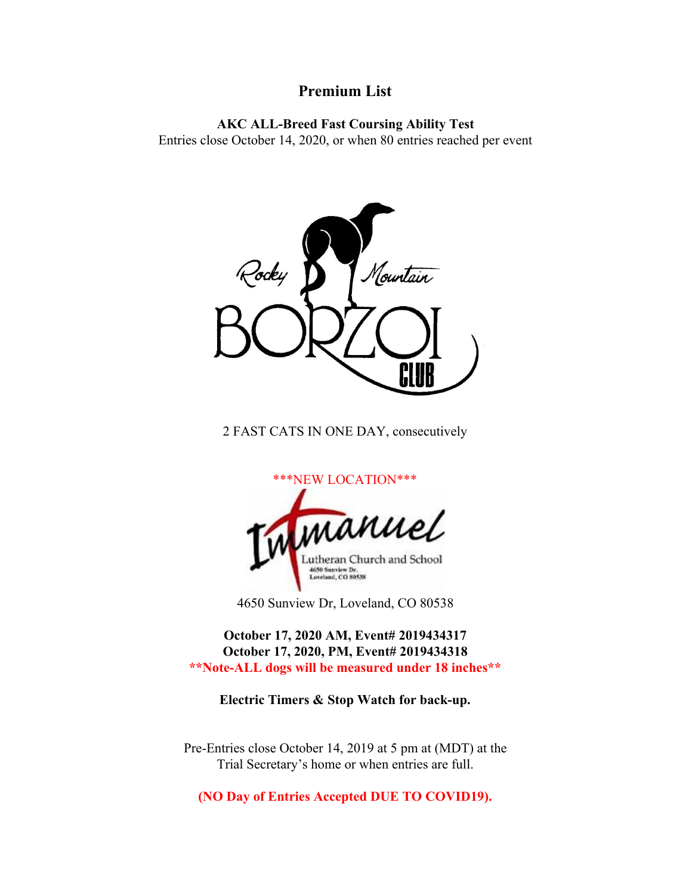# Premium List

**AKC ALL-Breed Fast Coursing Ability Test**

Entries close October 14, 2020, or when 80 entries reached per event

Rocky Mountain BORZOI CLUB

2 FAST CATS IN ONE DAY, consecutively

\*\*\*NEW LOCATION\*\*\*

Immanuel Lutheran Church and School
4650 Sunview Dr.
Loveland, CO 80538

4650 Sunview Dr, Loveland, CO 80538

**October 17, 2020 AM, Event# 2019434317**
**October 17, 2020, PM, Event# 2019434318**
**\*\*Note-ALL dogs will be measured under 18 inches\*\***

**Electric Timers & Stop Watch for back-up.**

Pre-Entries close October 14, 2019 at 5 pm at (MDT) at the Trial Secretary's home or when entries are full.

**(NO Day of Entries Accepted DUE TO COVID19).**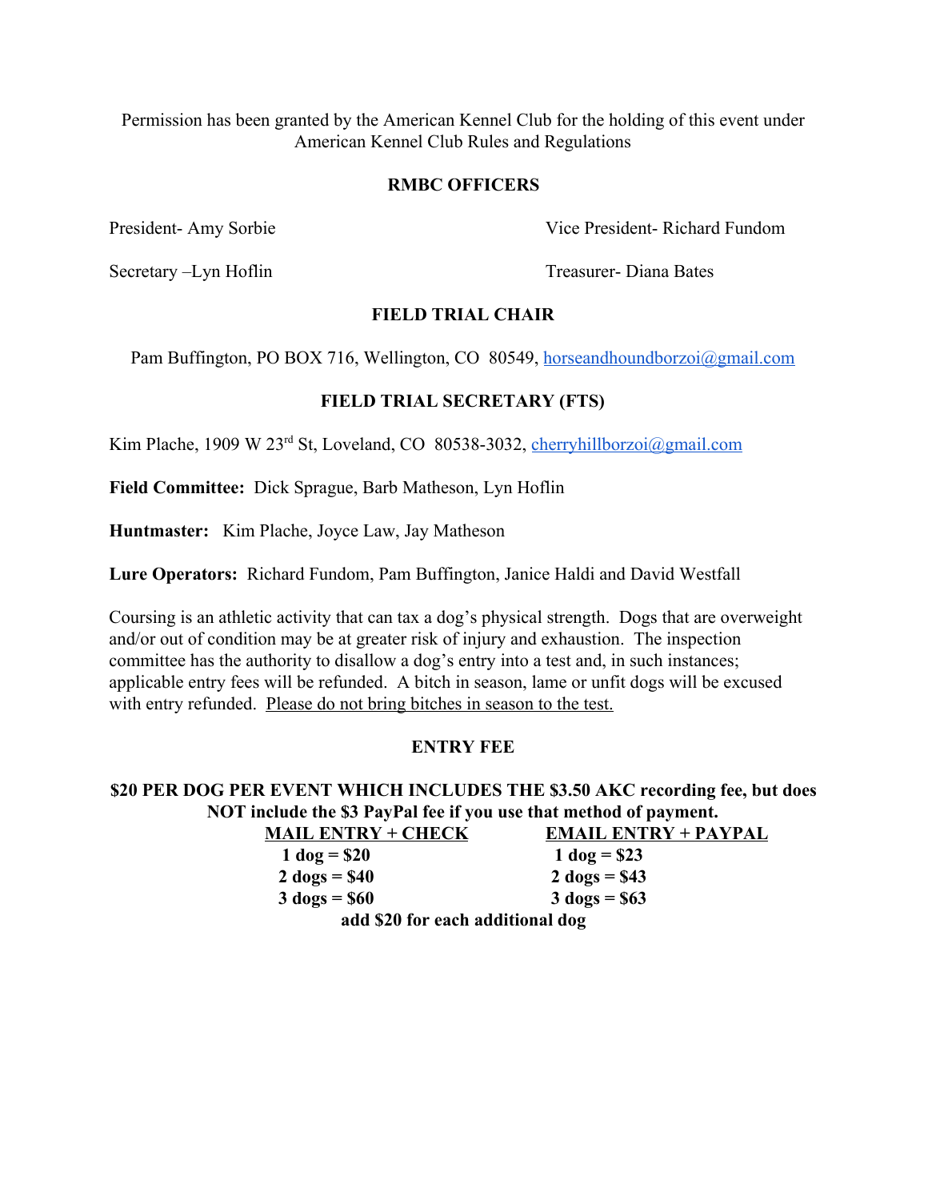Permission has been granted by the American Kennel Club for the holding of this event under American Kennel Club Rules and Regulations

## RMBC OFFICERS

President- Amy Sorbie

Vice President- Richard Fundom

Secretary –Lyn Hoflin

Treasurer- Diana Bates

## FIELD TRIAL CHAIR

Pam Buffington, PO BOX 716, Wellington, CO 80549, horseandhoundborzoi@gmail.com

## FIELD TRIAL SECRETARY (FTS)

Kim Plache, 1909 W 23rd St, Loveland, CO 80538-3032, cherryhillborzoi@gmail.com

**Field Committee:** Dick Sprague, Barb Matheson, Lyn Hoflin

**Huntmaster:** Kim Plache, Joyce Law, Jay Matheson

**Lure Operators:** Richard Fundom, Pam Buffington, Janice Haldi and David Westfall

Coursing is an athletic activity that can tax a dog's physical strength. Dogs that are overweight and/or out of condition may be at greater risk of injury and exhaustion. The inspection committee has the authority to disallow a dog's entry into a test and, in such instances; applicable entry fees will be refunded. A bitch in season, lame or unfit dogs will be excused with entry refunded. Please do not bring bitches in season to the test.

## ENTRY FEE

**$20 PER DOG PER EVENT WHICH INCLUDES THE $3.50 AKC recording fee, but does NOT include the $3 PayPal fee if you use that method of payment.**

| MAIL ENTRY + CHECK | EMAIL ENTRY + PAYPAL |
|---|---|
| 1 dog = $20 | 1 dog = $23 |
| 2 dogs = $40 | 2 dogs = $43 |
| 3 dogs = $60 | 3 dogs = $63 |

**add $20 for each additional dog**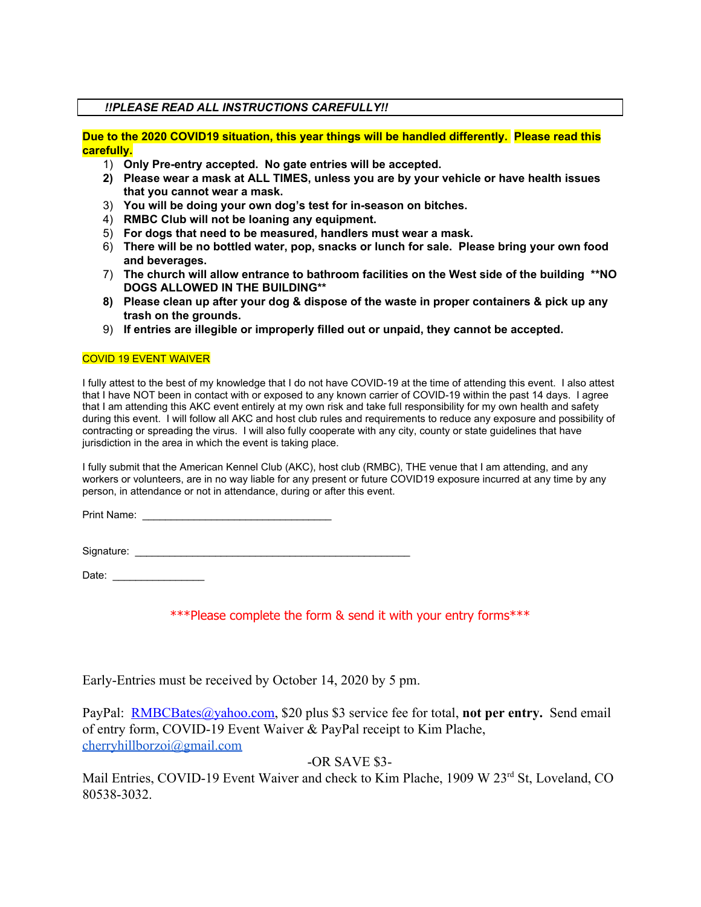***!!PLEASE READ ALL INSTRUCTIONS CAREFULLY!!***

**Due to the 2020 COVID19 situation, this year things will be handled differently. Please read this carefully.**

1) **Only Pre-entry accepted. No gate entries will be accepted.**
2) **Please wear a mask at ALL TIMES, unless you are by your vehicle or have health issues that you cannot wear a mask.**
3) **You will be doing your own dog's test for in-season on bitches.**
4) **RMBC Club will not be loaning any equipment.**
5) **For dogs that need to be measured, handlers must wear a mask.**
6) **There will be no bottled water, pop, snacks or lunch for sale. Please bring your own food and beverages.**
7) **The church will allow entrance to bathroom facilities on the West side of the building \*\*NO DOGS ALLOWED IN THE BUILDING\*\***
8) **Please clean up after your dog & dispose of the waste in proper containers & pick up any trash on the grounds.**
9) **If entries are illegible or improperly filled out or unpaid, they cannot be accepted.**

COVID 19 EVENT WAIVER

I fully attest to the best of my knowledge that I do not have COVID-19 at the time of attending this event. I also attest that I have NOT been in contact with or exposed to any known carrier of COVID-19 within the past 14 days. I agree that I am attending this AKC event entirely at my own risk and take full responsibility for my own health and safety during this event. I will follow all AKC and host club rules and requirements to reduce any exposure and possibility of contracting or spreading the virus. I will also fully cooperate with any city, county or state guidelines that have jurisdiction in the area in which the event is taking place.

I fully submit that the American Kennel Club (AKC), host club (RMBC), THE venue that I am attending, and any workers or volunteers, are in no way liable for any present or future COVID19 exposure incurred at any time by any person, in attendance or not in attendance, during or after this event.

Print Name: ________________________________

Signature: ______________________________________________

Date: ________________

\*\*\*Please complete the form & send it with your entry forms\*\*\*

Early-Entries must be received by October 14, 2020 by 5 pm.

PayPal: RMBCBates@yahoo.com, $20 plus $3 service fee for total, **not per entry.** Send email of entry form, COVID-19 Event Waiver & PayPal receipt to Kim Plache, cherryhillborzoi@gmail.com

-OR SAVE $3-

Mail Entries, COVID-19 Event Waiver and check to Kim Plache, 1909 W 23rd St, Loveland, CO 80538-3032.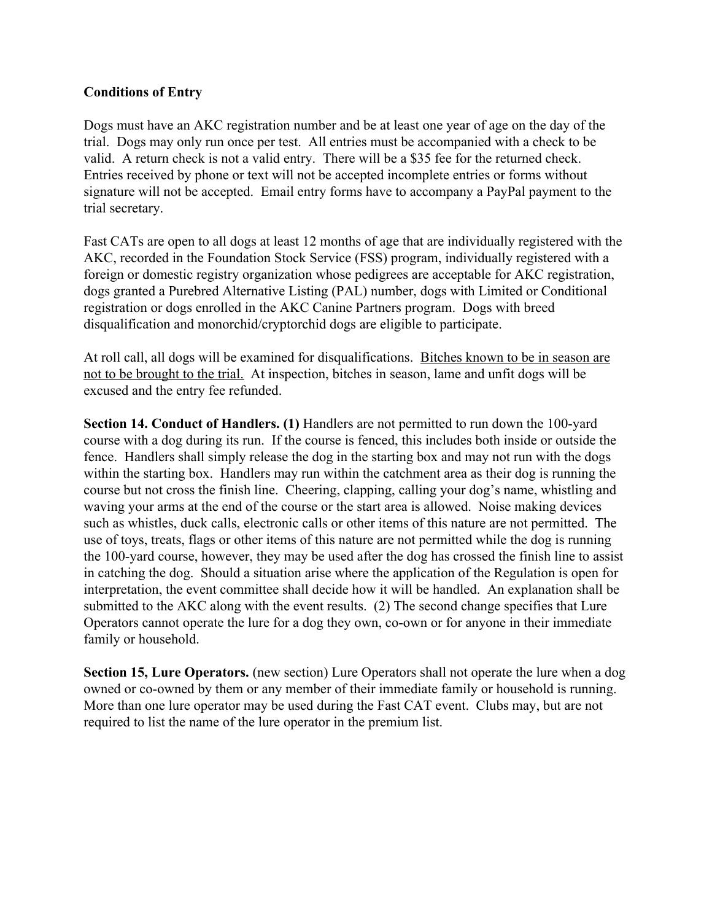**Conditions of Entry**

Dogs must have an AKC registration number and be at least one year of age on the day of the trial. Dogs may only run once per test. All entries must be accompanied with a check to be valid. A return check is not a valid entry. There will be a $35 fee for the returned check. Entries received by phone or text will not be accepted incomplete entries or forms without signature will not be accepted. Email entry forms have to accompany a PayPal payment to the trial secretary.

Fast CATs are open to all dogs at least 12 months of age that are individually registered with the AKC, recorded in the Foundation Stock Service (FSS) program, individually registered with a foreign or domestic registry organization whose pedigrees are acceptable for AKC registration, dogs granted a Purebred Alternative Listing (PAL) number, dogs with Limited or Conditional registration or dogs enrolled in the AKC Canine Partners program. Dogs with breed disqualification and monorchid/cryptorchid dogs are eligible to participate.

At roll call, all dogs will be examined for disqualifications. <u>Bitches known to be in season are not to be brought to the trial.</u> At inspection, bitches in season, lame and unfit dogs will be excused and the entry fee refunded.

**Section 14. Conduct of Handlers. (1)** Handlers are not permitted to run down the 100-yard course with a dog during its run. If the course is fenced, this includes both inside or outside the fence. Handlers shall simply release the dog in the starting box and may not run with the dogs within the starting box. Handlers may run within the catchment area as their dog is running the course but not cross the finish line. Cheering, clapping, calling your dog's name, whistling and waving your arms at the end of the course or the start area is allowed. Noise making devices such as whistles, duck calls, electronic calls or other items of this nature are not permitted. The use of toys, treats, flags or other items of this nature are not permitted while the dog is running the 100-yard course, however, they may be used after the dog has crossed the finish line to assist in catching the dog. Should a situation arise where the application of the Regulation is open for interpretation, the event committee shall decide how it will be handled. An explanation shall be submitted to the AKC along with the event results. (2) The second change specifies that Lure Operators cannot operate the lure for a dog they own, co-own or for anyone in their immediate family or household.

**Section 15, Lure Operators.** (new section) Lure Operators shall not operate the lure when a dog owned or co-owned by them or any member of their immediate family or household is running. More than one lure operator may be used during the Fast CAT event. Clubs may, but are not required to list the name of the lure operator in the premium list.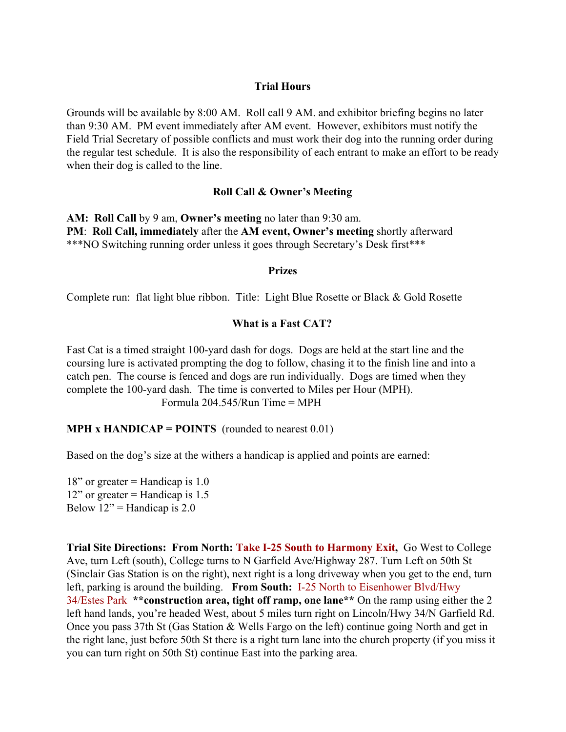### Trial Hours

Grounds will be available by 8:00 AM. Roll call 9 AM. and exhibitor briefing begins no later than 9:30 AM. PM event immediately after AM event. However, exhibitors must notify the Field Trial Secretary of possible conflicts and must work their dog into the running order during the regular test schedule. It is also the responsibility of each entrant to make an effort to be ready when their dog is called to the line.

### Roll Call & Owner's Meeting

**AM: Roll Call** by 9 am, **Owner's meeting** no later than 9:30 am.
**PM**: **Roll Call, immediately** after the **AM event, Owner's meeting** shortly afterward
***NO Switching running order unless it goes through Secretary's Desk first***

### Prizes

Complete run: flat light blue ribbon. Title: Light Blue Rosette or Black & Gold Rosette

### What is a Fast CAT?

Fast Cat is a timed straight 100-yard dash for dogs. Dogs are held at the start line and the coursing lure is activated prompting the dog to follow, chasing it to the finish line and into a catch pen. The course is fenced and dogs are run individually. Dogs are timed when they complete the 100-yard dash. The time is converted to Miles per Hour (MPH).

Formula 204.545/Run Time = MPH

**MPH x HANDICAP = POINTS** (rounded to nearest 0.01)

Based on the dog's size at the withers a handicap is applied and points are earned:

18" or greater = Handicap is 1.0
12" or greater = Handicap is 1.5
Below 12" = Handicap is 2.0

**Trial Site Directions: From North: Take I-25 South to Harmony Exit,** Go West to College Ave, turn Left (south), College turns to N Garfield Ave/Highway 287. Turn Left on 50th St (Sinclair Gas Station is on the right), next right is a long driveway when you get to the end, turn left, parking is around the building. **From South:** I-25 North to Eisenhower Blvd/Hwy 34/Estes Park **construction area, tight off ramp, one lane** On the ramp using either the 2 left hand lands, you're headed West, about 5 miles turn right on Lincoln/Hwy 34/N Garfield Rd. Once you pass 37th St (Gas Station & Wells Fargo on the left) continue going North and get in the right lane, just before 50th St there is a right turn lane into the church property (if you miss it you can turn right on 50th St) continue East into the parking area.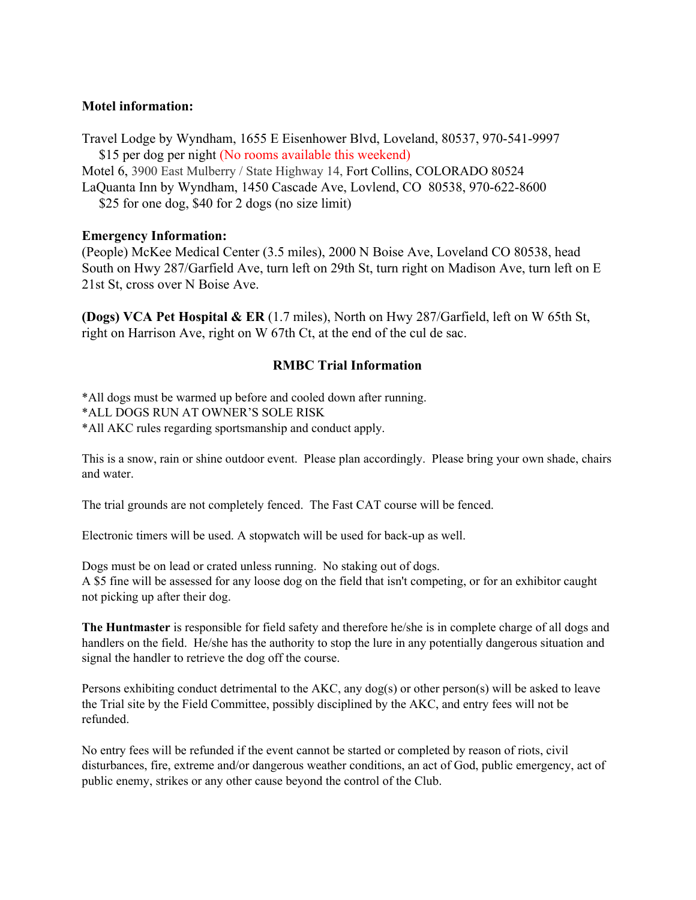**Motel information:**

Travel Lodge by Wyndham, 1655 E Eisenhower Blvd, Loveland, 80537, 970-541-9997
  $15 per dog per night (No rooms available this weekend)
Motel 6, 3900 East Mulberry / State Highway 14, Fort Collins, COLORADO 80524
LaQuanta Inn by Wyndham, 1450 Cascade Ave, Lovlend, CO 80538, 970-622-8600
  $25 for one dog, $40 for 2 dogs (no size limit)

**Emergency Information:**
(People) McKee Medical Center (3.5 miles), 2000 N Boise Ave, Loveland CO 80538, head South on Hwy 287/Garfield Ave, turn left on 29th St, turn right on Madison Ave, turn left on E 21st St, cross over N Boise Ave.

**(Dogs) VCA Pet Hospital & ER** (1.7 miles), North on Hwy 287/Garfield, left on W 65th St, right on Harrison Ave, right on W 67th Ct, at the end of the cul de sac.

## RMBC Trial Information

*All dogs must be warmed up before and cooled down after running.
*ALL DOGS RUN AT OWNER'S SOLE RISK
*All AKC rules regarding sportsmanship and conduct apply.

This is a snow, rain or shine outdoor event. Please plan accordingly. Please bring your own shade, chairs and water.

The trial grounds are not completely fenced. The Fast CAT course will be fenced.

Electronic timers will be used. A stopwatch will be used for back-up as well.

Dogs must be on lead or crated unless running. No staking out of dogs.
A $5 fine will be assessed for any loose dog on the field that isn't competing, or for an exhibitor caught not picking up after their dog.

**The Huntmaster** is responsible for field safety and therefore he/she is in complete charge of all dogs and handlers on the field. He/she has the authority to stop the lure in any potentially dangerous situation and signal the handler to retrieve the dog off the course.

Persons exhibiting conduct detrimental to the AKC, any dog(s) or other person(s) will be asked to leave the Trial site by the Field Committee, possibly disciplined by the AKC, and entry fees will not be refunded.

No entry fees will be refunded if the event cannot be started or completed by reason of riots, civil disturbances, fire, extreme and/or dangerous weather conditions, an act of God, public emergency, act of public enemy, strikes or any other cause beyond the control of the Club.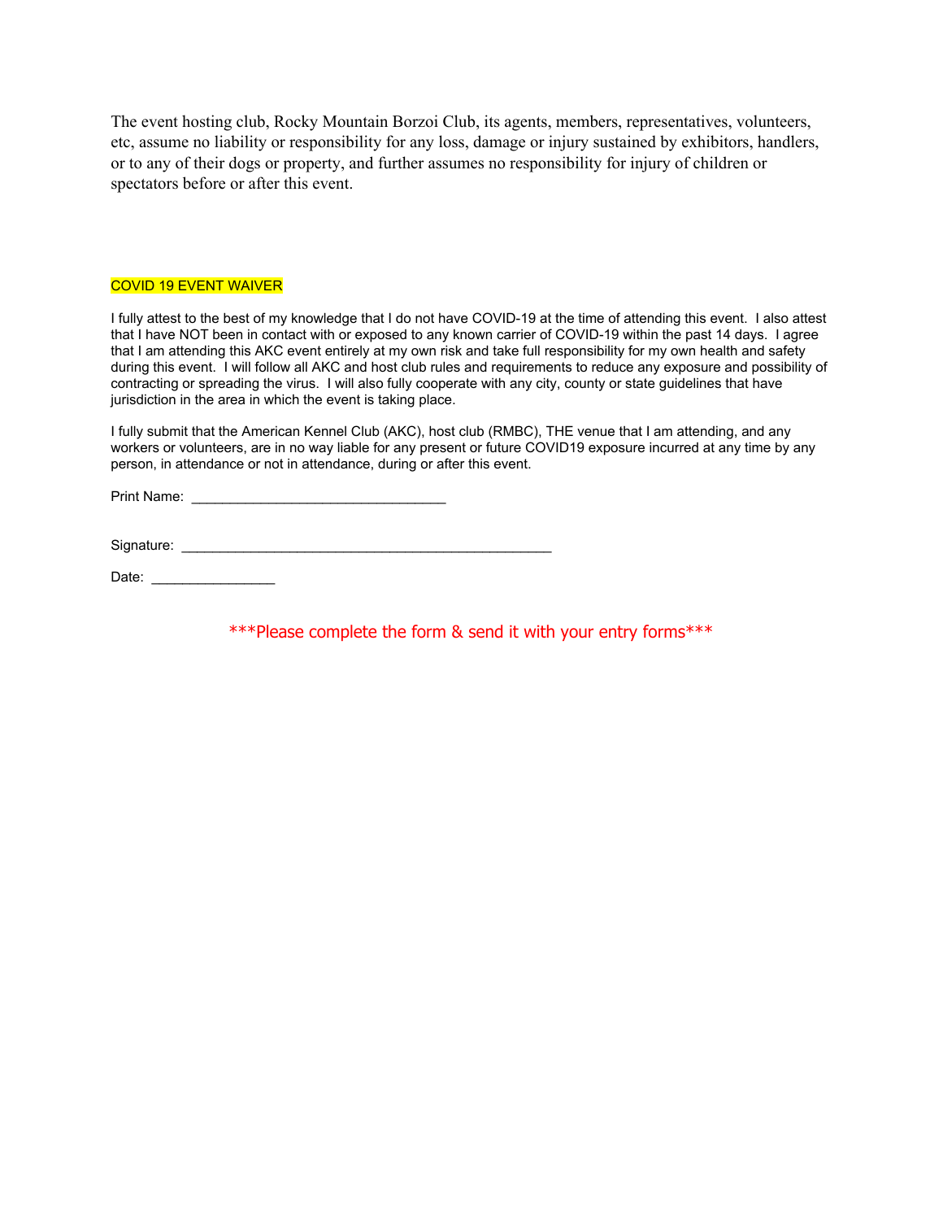The event hosting club, Rocky Mountain Borzoi Club, its agents, members, representatives, volunteers, etc, assume no liability or responsibility for any loss, damage or injury sustained by exhibitors, handlers, or to any of their dogs or property, and further assumes no responsibility for injury of children or spectators before or after this event.

## COVID 19 EVENT WAIVER

I fully attest to the best of my knowledge that I do not have COVID-19 at the time of attending this event. I also attest that I have NOT been in contact with or exposed to any known carrier of COVID-19 within the past 14 days. I agree that I am attending this AKC event entirely at my own risk and take full responsibility for my own health and safety during this event. I will follow all AKC and host club rules and requirements to reduce any exposure and possibility of contracting or spreading the virus. I will also fully cooperate with any city, county or state guidelines that have jurisdiction in the area in which the event is taking place.

I fully submit that the American Kennel Club (AKC), host club (RMBC), THE venue that I am attending, and any workers or volunteers, are in no way liable for any present or future COVID19 exposure incurred at any time by any person, in attendance or not in attendance, during or after this event.

Print Name: ________________________________

Signature: ________________________________________________

Date: ________________

***Please complete the form & send it with your entry forms***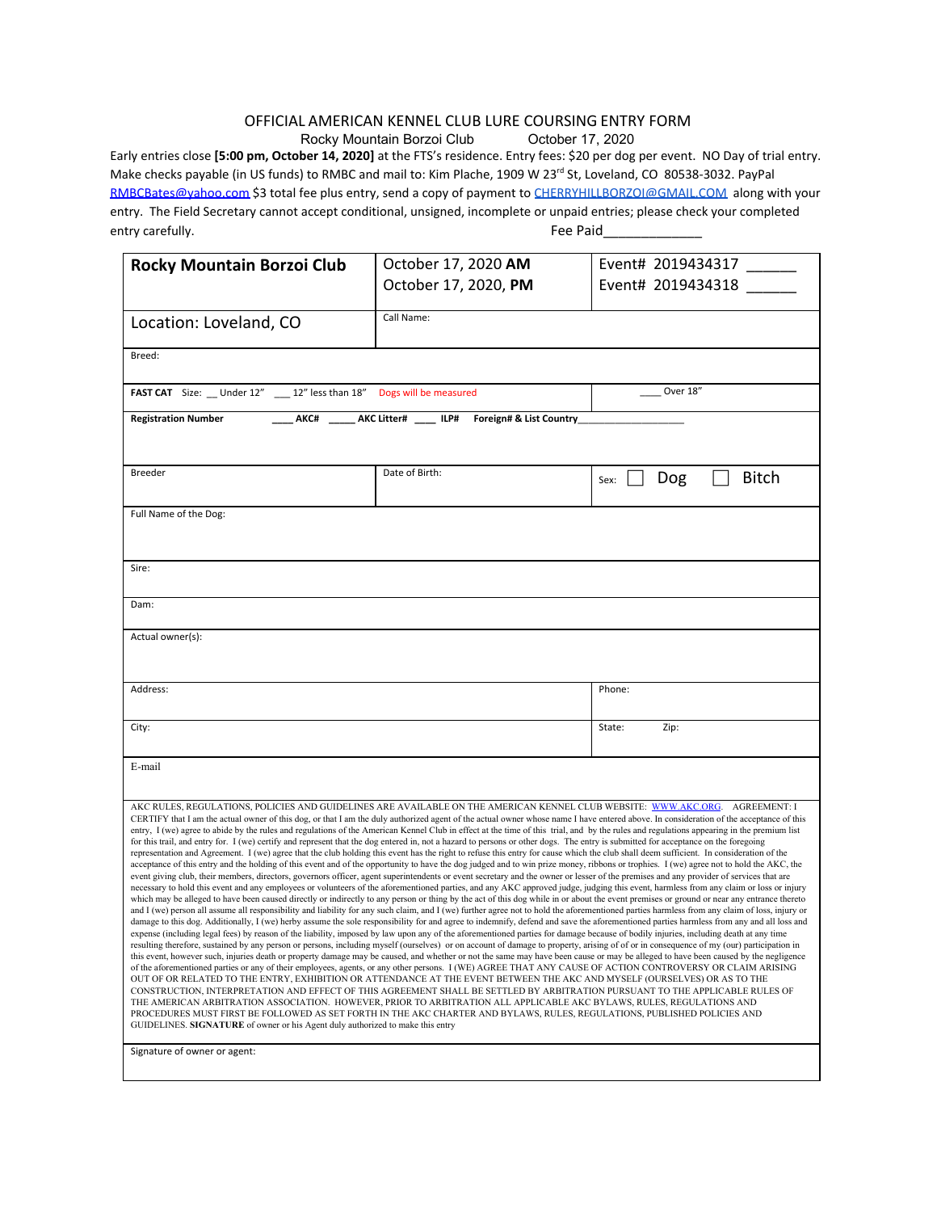OFFICIAL AMERICAN KENNEL CLUB LURE COURSING ENTRY FORM

Rocky Mountain Borzoi Club October 17, 2020

Early entries close **[5:00 pm, October 14, 2020]** at the FTS's residence. Entry fees: $20 per dog per event. NO Day of trial entry. Make checks payable (in US funds) to RMBC and mail to: Kim Plache, 1909 W 23rd St, Loveland, CO 80538-3032. PayPal RMBCBates@yahoo.com $3 total fee plus entry, send a copy of payment to CHERRYHILLBORZOI@GMAIL.COM along with your entry. The Field Secretary cannot accept conditional, unsigned, incomplete or unpaid entries; please check your completed entry carefully. Fee Paid_____________

| **Rocky Mountain Borzoi Club** | October 17, 2020 **AM**<br>October 17, 2020, **PM** | Event# 2019434317 ______<br>Event# 2019434318 ______ |
|---|---|---|
| Location: Loveland, CO | Call Name: | |
| Breed: | | |
| **FAST CAT** Size: __ Under 12" ___ 12" less than 18" Dogs will be measured | | ____ Over 18" |
| **Registration Number** ____ **AKC#** _____ **AKC Litter#** ____ **ILP#** **Foreign# & List Country**__________________ | | |
| Breeder | Date of Birth: | Sex: ☐ Dog ☐ Bitch |
| Full Name of the Dog: | | |
| Sire: | | |
| Dam: | | |
| Actual owner(s): | | |
| Address: | | Phone: |
| City: | | State: Zip: |
| E-mail | | |

AKC RULES, REGULATIONS, POLICIES AND GUIDELINES ARE AVAILABLE ON THE AMERICAN KENNEL CLUB WEBSITE: WWW.AKC.ORG. AGREEMENT: I CERTIFY that I am the actual owner of this dog, or that I am the duly authorized agent of the actual owner whose name I have entered above. In consideration of the acceptance of this entry, I (we) agree to abide by the rules and regulations of the American Kennel Club in effect at the time of this trial, and by the rules and regulations appearing in the premium list for this trail, and entry for. I (we) certify and represent that the dog entered in, not a hazard to persons or other dogs. The entry is submitted for acceptance on the foregoing representation and Agreement. I (we) agree that the club holding this event has the right to refuse this entry for cause which the club shall deem sufficient. In consideration of the acceptance of this entry and the holding of this event and of the opportunity to have the dog judged and to win prize money, ribbons or trophies. I (we) agree not to hold the AKC, the event giving club, their members, directors, governors officer, agent superintendents or event secretary and the owner or lesser of the premises and any provider of services that are necessary to hold this event and any employees or volunteers of the aforementioned parties, and any AKC approved judge, judging this event, harmless from any claim or loss or injury which may be alleged to have been caused directly or indirectly to any person or thing by the act of this dog while in or about the event premises or ground or near any entrance thereto and I (we) person all assume all responsibility and liability for any such claim, and I (we) further agree not to hold the aforementioned parties harmless from any claim of loss, injury or damage to this dog. Additionally, I (we) herby assume the sole responsibility for and agree to indemnify, defend and save the aforementioned parties harmless from any and all loss and expense (including legal fees) by reason of the liability, imposed by law upon any of the aforementioned parties for damage because of bodily injuries, including death at any time resulting therefore, sustained by any person or persons, including myself (ourselves) or on account of damage to property, arising of of or in consequence of my (our) participation in this event, however such, injuries death or property damage may be caused, and whether or not the same may have been cause or may be alleged to have been caused by the negligence of the aforementioned parties or any of their employees, agents, or any other persons. I (WE) AGREE THAT ANY CAUSE OF ACTION CONTROVERSY OR CLAIM ARISING OUT OF OR RELATED TO THE ENTRY, EXHIBITION OR ATTENDANCE AT THE EVENT BETWEEN THE AKC AND MYSELF (OURSELVES) OR AS TO THE CONSTRUCTION, INTERPRETATION AND EFFECT OF THIS AGREEMENT SHALL BE SETTLED BY ARBITRATION PURSUANT TO THE APPLICABLE RULES OF THE AMERICAN ARBITRATION ASSOCIATION. HOWEVER, PRIOR TO ARBITRATION ALL APPLICABLE AKC BYLAWS, RULES, REGULATIONS AND PROCEDURES MUST FIRST BE FOLLOWED AS SET FORTH IN THE AKC CHARTER AND BYLAWS, RULES, REGULATIONS, PUBLISHED POLICIES AND GUIDELINES. **SIGNATURE** of owner or his Agent duly authorized to make this entry

Signature of owner or agent: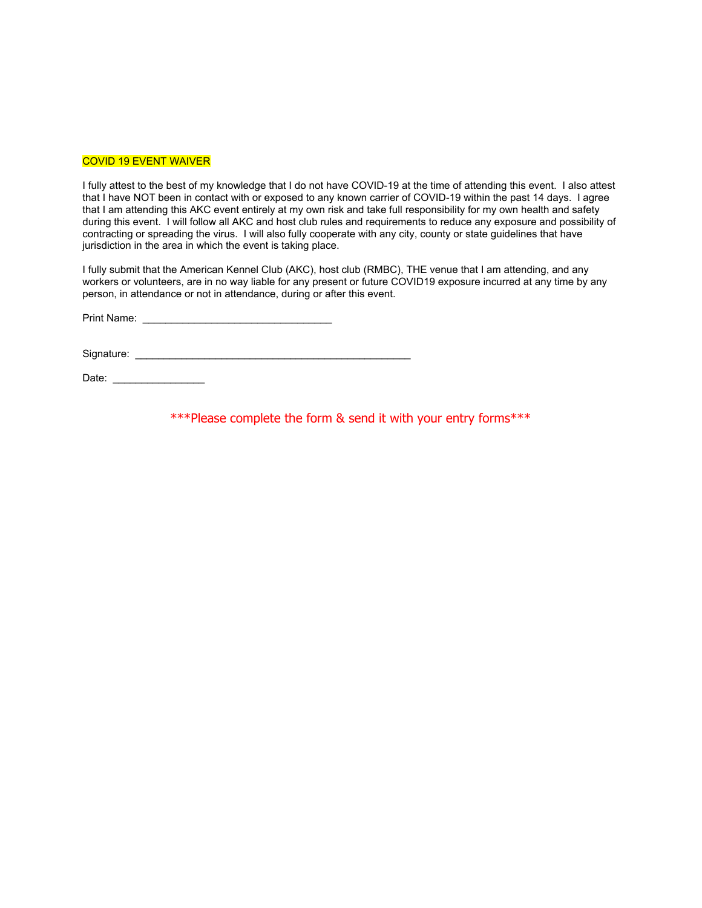## COVID 19 EVENT WAIVER

I fully attest to the best of my knowledge that I do not have COVID-19 at the time of attending this event. I also attest that I have NOT been in contact with or exposed to any known carrier of COVID-19 within the past 14 days. I agree that I am attending this AKC event entirely at my own risk and take full responsibility for my own health and safety during this event. I will follow all AKC and host club rules and requirements to reduce any exposure and possibility of contracting or spreading the virus. I will also fully cooperate with any city, county or state guidelines that have jurisdiction in the area in which the event is taking place.

I fully submit that the American Kennel Club (AKC), host club (RMBC), THE venue that I am attending, and any workers or volunteers, are in no way liable for any present or future COVID19 exposure incurred at any time by any person, in attendance or not in attendance, during or after this event.

Print Name: _________________________________

Signature: ________________________________________________

Date: ________________

***Please complete the form & send it with your entry forms***